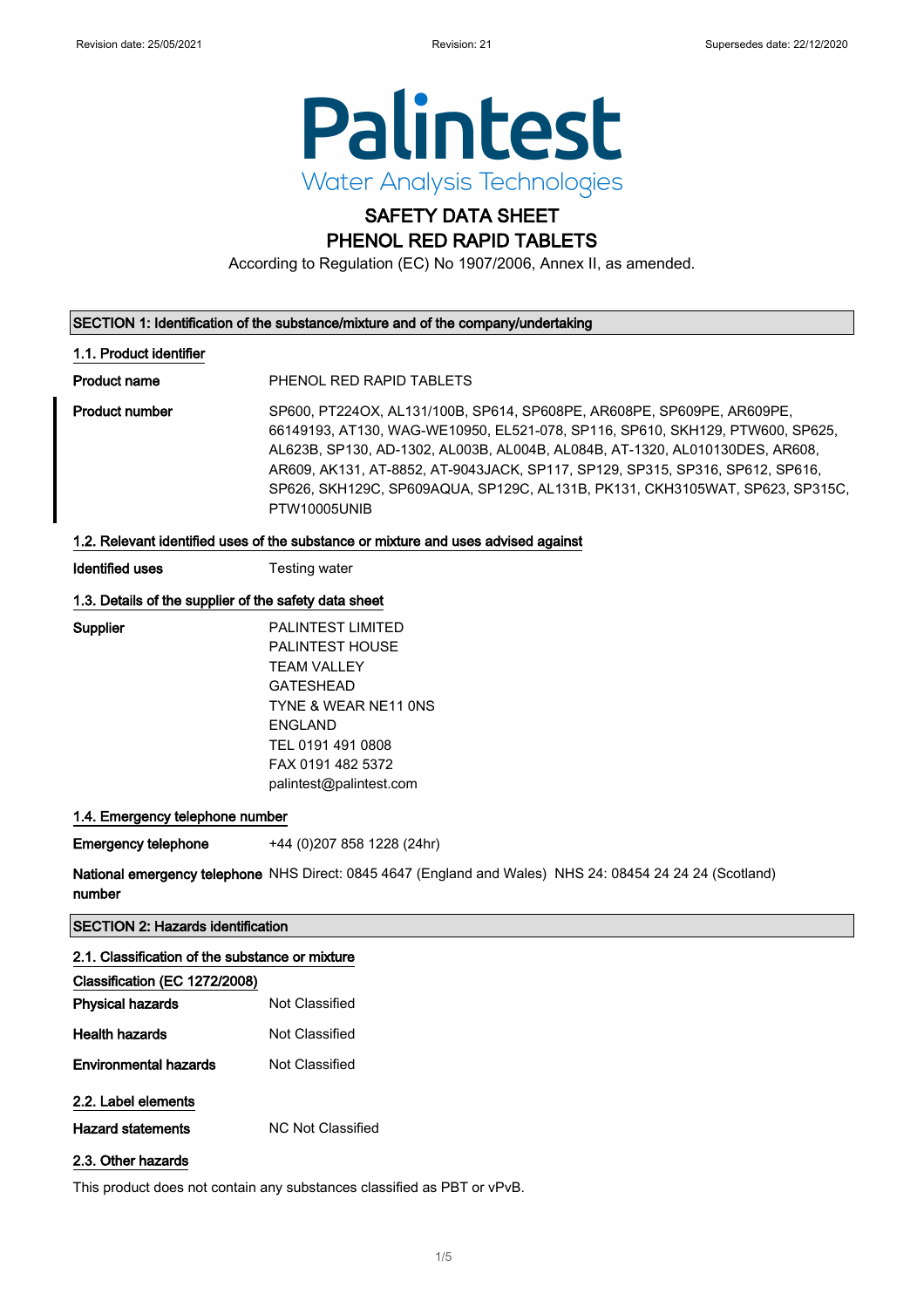Palintest

Water Analysis Technologies

# SAFETY DATA SHEET
# PHENOL RED RAPID TABLETS

According to Regulation (EC) No 1907/2006, Annex II, as amended.

## SECTION 1: Identification of the substance/mixture and of the company/undertaking

### 1.1. Product identifier

**Product name** PHENOL RED RAPID TABLETS

**Product number** SP600, PT224OX, AL131/100B, SP614, SP608PE, AR608PE, SP609PE, AR609PE, 66149193, AT130, WAG-WE10950, EL521-078, SP116, SP610, SKH129, PTW600, SP625, AL623B, SP130, AD-1302, AL003B, AL004B, AL084B, AT-1320, AL010130DES, AR608, AR609, AK131, AT-8852, AT-9043JACK, SP117, SP129, SP315, SP316, SP612, SP616, SP626, SKH129C, SP609AQUA, SP129C, AL131B, PK131, CKH3105WAT, SP623, SP315C, PTW10005UNIB

### 1.2. Relevant identified uses of the substance or mixture and uses advised against

**Identified uses** Testing water

### 1.3. Details of the supplier of the safety data sheet

**Supplier**
PALINTEST LIMITED
PALINTEST HOUSE
TEAM VALLEY
GATESHEAD
TYNE & WEAR NE11 0NS
ENGLAND
TEL 0191 491 0808
FAX 0191 482 5372
palintest@palintest.com

### 1.4. Emergency telephone number

**Emergency telephone** +44 (0)207 858 1228 (24hr)

**National emergency telephone number** NHS Direct: 0845 4647 (England and Wales) NHS 24: 08454 24 24 24 (Scotland)

## SECTION 2: Hazards identification

### 2.1. Classification of the substance or mixture

**Classification (EC 1272/2008)**

**Physical hazards** Not Classified

**Health hazards** Not Classified

**Environmental hazards** Not Classified

### 2.2. Label elements

**Hazard statements** NC Not Classified

### 2.3. Other hazards

This product does not contain any substances classified as PBT or vPvB.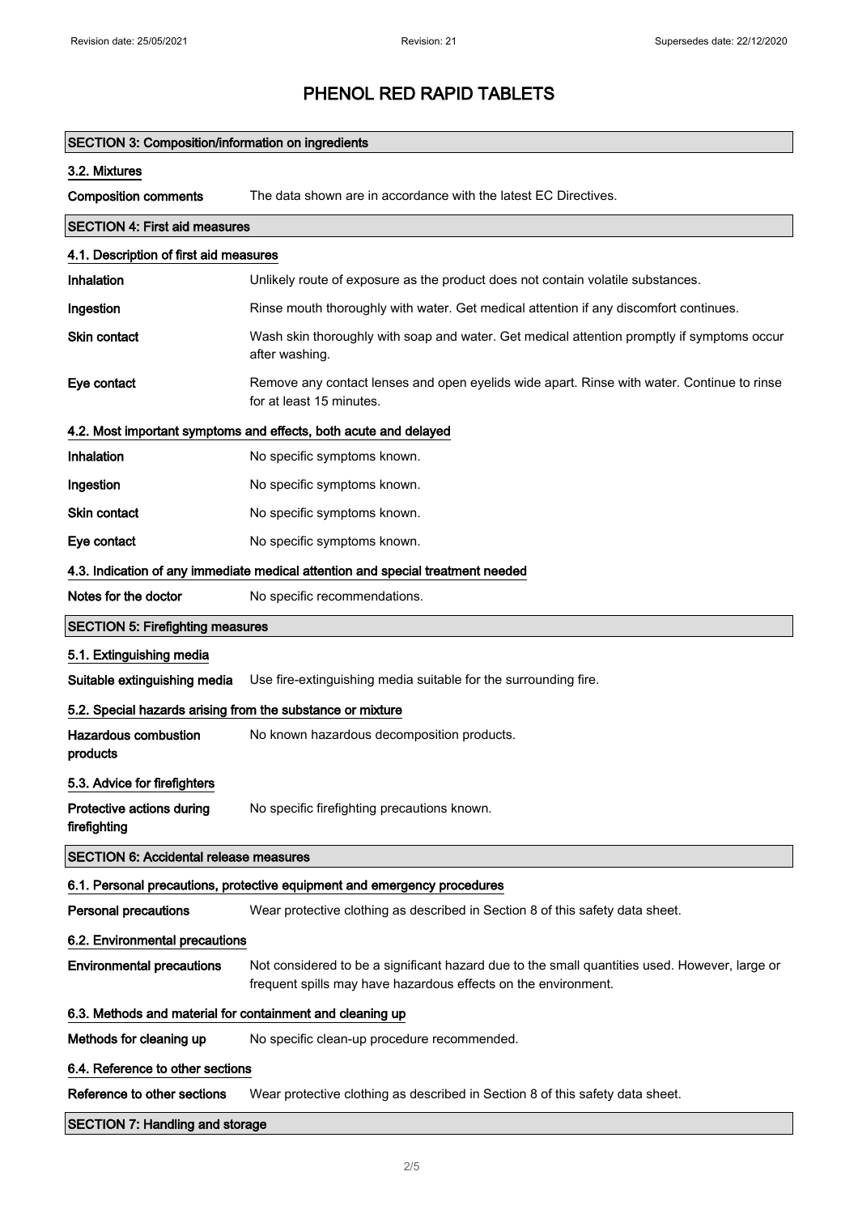# PHENOL RED RAPID TABLETS

## SECTION 3: Composition/information on ingredients

### 3.2. Mixtures

**Composition comments** The data shown are in accordance with the latest EC Directives.

## SECTION 4: First aid measures

### 4.1. Description of first aid measures

**Inhalation** Unlikely route of exposure as the product does not contain volatile substances.

**Ingestion** Rinse mouth thoroughly with water. Get medical attention if any discomfort continues.

**Skin contact** Wash skin thoroughly with soap and water. Get medical attention promptly if symptoms occur after washing.

**Eye contact** Remove any contact lenses and open eyelids wide apart. Rinse with water. Continue to rinse for at least 15 minutes.

### 4.2. Most important symptoms and effects, both acute and delayed

**Inhalation** No specific symptoms known.

**Ingestion** No specific symptoms known.

**Skin contact** No specific symptoms known.

**Eye contact** No specific symptoms known.

### 4.3. Indication of any immediate medical attention and special treatment needed

**Notes for the doctor** No specific recommendations.

## SECTION 5: Firefighting measures

### 5.1. Extinguishing media

**Suitable extinguishing media** Use fire-extinguishing media suitable for the surrounding fire.

### 5.2. Special hazards arising from the substance or mixture

**Hazardous combustion products** No known hazardous decomposition products.

### 5.3. Advice for firefighters

**Protective actions during firefighting** No specific firefighting precautions known.

## SECTION 6: Accidental release measures

### 6.1. Personal precautions, protective equipment and emergency procedures

**Personal precautions** Wear protective clothing as described in Section 8 of this safety data sheet.

### 6.2. Environmental precautions

**Environmental precautions** Not considered to be a significant hazard due to the small quantities used. However, large or frequent spills may have hazardous effects on the environment.

### 6.3. Methods and material for containment and cleaning up

**Methods for cleaning up** No specific clean-up procedure recommended.

### 6.4. Reference to other sections

**Reference to other sections** Wear protective clothing as described in Section 8 of this safety data sheet.

## SECTION 7: Handling and storage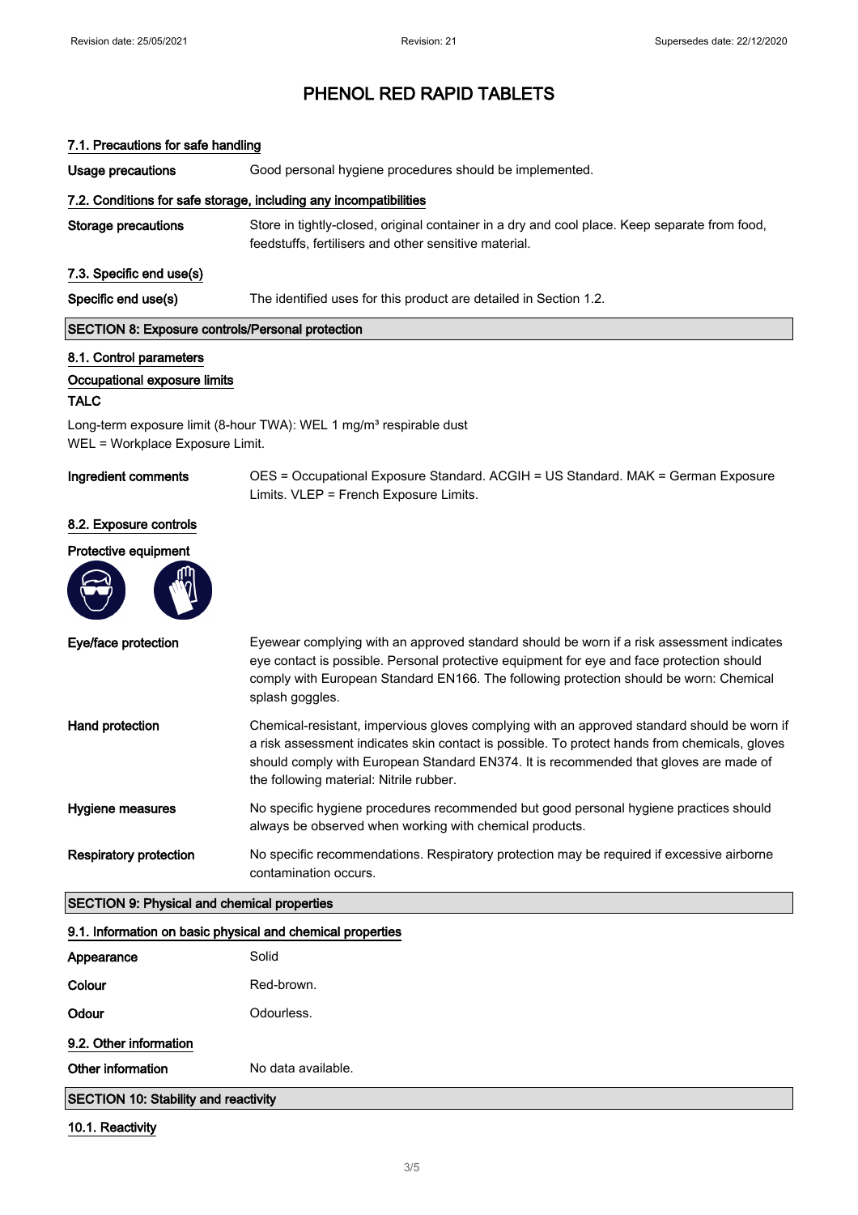# PHENOL RED RAPID TABLETS

### 7.1. Precautions for safe handling

**Usage precautions** Good personal hygiene procedures should be implemented.

### 7.2. Conditions for safe storage, including any incompatibilities

**Storage precautions** Store in tightly-closed, original container in a dry and cool place. Keep separate from food, feedstuffs, fertilisers and other sensitive material.

### 7.3. Specific end use(s)

**Specific end use(s)** The identified uses for this product are detailed in Section 1.2.

## SECTION 8: Exposure controls/Personal protection

### 8.1. Control parameters

**Occupational exposure limits**

**TALC**

Long-term exposure limit (8-hour TWA): WEL 1 mg/m³ respirable dust
WEL = Workplace Exposure Limit.

**Ingredient comments** OES = Occupational Exposure Standard. ACGIH = US Standard. MAK = German Exposure Limits. VLEP = French Exposure Limits.

### 8.2. Exposure controls

**Protective equipment**

**Eye/face protection** Eyewear complying with an approved standard should be worn if a risk assessment indicates eye contact is possible. Personal protective equipment for eye and face protection should comply with European Standard EN166. The following protection should be worn: Chemical splash goggles.

**Hand protection** Chemical-resistant, impervious gloves complying with an approved standard should be worn if a risk assessment indicates skin contact is possible. To protect hands from chemicals, gloves should comply with European Standard EN374. It is recommended that gloves are made of the following material: Nitrile rubber.

**Hygiene measures** No specific hygiene procedures recommended but good personal hygiene practices should always be observed when working with chemical products.

**Respiratory protection** No specific recommendations. Respiratory protection may be required if excessive airborne contamination occurs.

## SECTION 9: Physical and chemical properties

### 9.1. Information on basic physical and chemical properties

**Appearance** Solid

**Colour** Red-brown.

**Odour** Odourless.

### 9.2. Other information

**Other information** No data available.

## SECTION 10: Stability and reactivity

### 10.1. Reactivity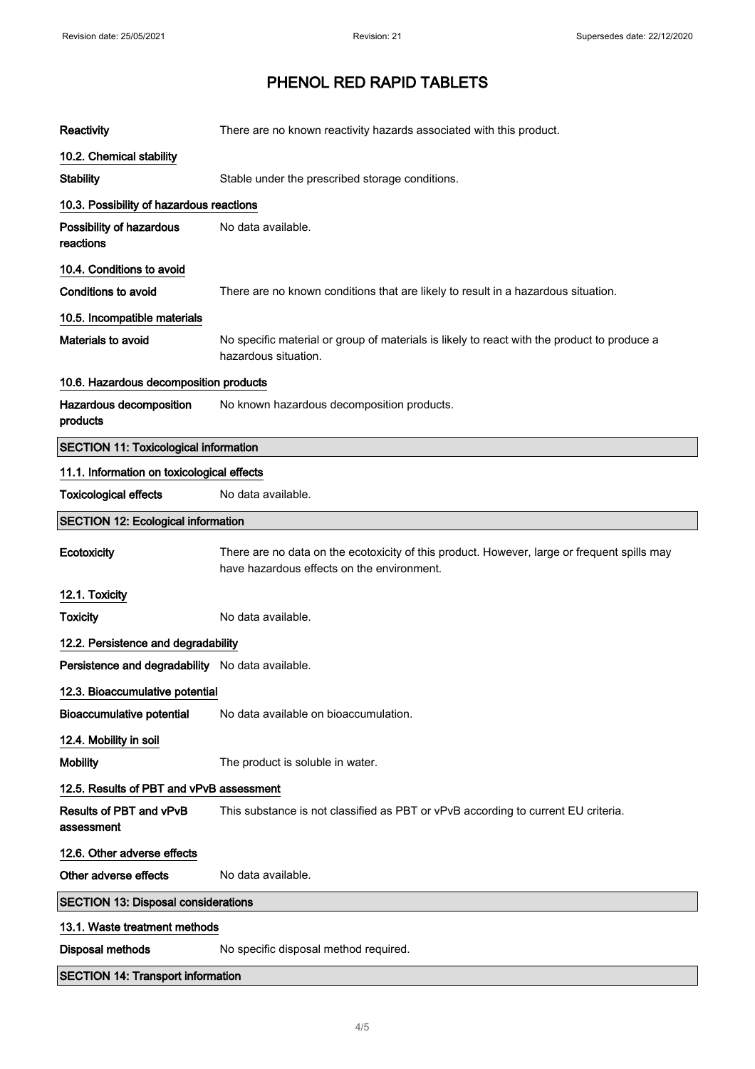# PHENOL RED RAPID TABLETS

**Reactivity** There are no known reactivity hazards associated with this product.

### 10.2. Chemical stability

**Stability** Stable under the prescribed storage conditions.

### 10.3. Possibility of hazardous reactions

**Possibility of hazardous reactions** No data available.

### 10.4. Conditions to avoid

**Conditions to avoid** There are no known conditions that are likely to result in a hazardous situation.

### 10.5. Incompatible materials

**Materials to avoid** No specific material or group of materials is likely to react with the product to produce a hazardous situation.

### 10.6. Hazardous decomposition products

**Hazardous decomposition products** No known hazardous decomposition products.

## SECTION 11: Toxicological information

### 11.1. Information on toxicological effects

**Toxicological effects** No data available.

## SECTION 12: Ecological information

**Ecotoxicity** There are no data on the ecotoxicity of this product. However, large or frequent spills may have hazardous effects on the environment.

### 12.1. Toxicity

**Toxicity** No data available.

### 12.2. Persistence and degradability

**Persistence and degradability** No data available.

### 12.3. Bioaccumulative potential

**Bioaccumulative potential** No data available on bioaccumulation.

### 12.4. Mobility in soil

**Mobility** The product is soluble in water.

### 12.5. Results of PBT and vPvB assessment

**Results of PBT and vPvB assessment** This substance is not classified as PBT or vPvB according to current EU criteria.

### 12.6. Other adverse effects

**Other adverse effects** No data available.

## SECTION 13: Disposal considerations

### 13.1. Waste treatment methods

**Disposal methods** No specific disposal method required.

## SECTION 14: Transport information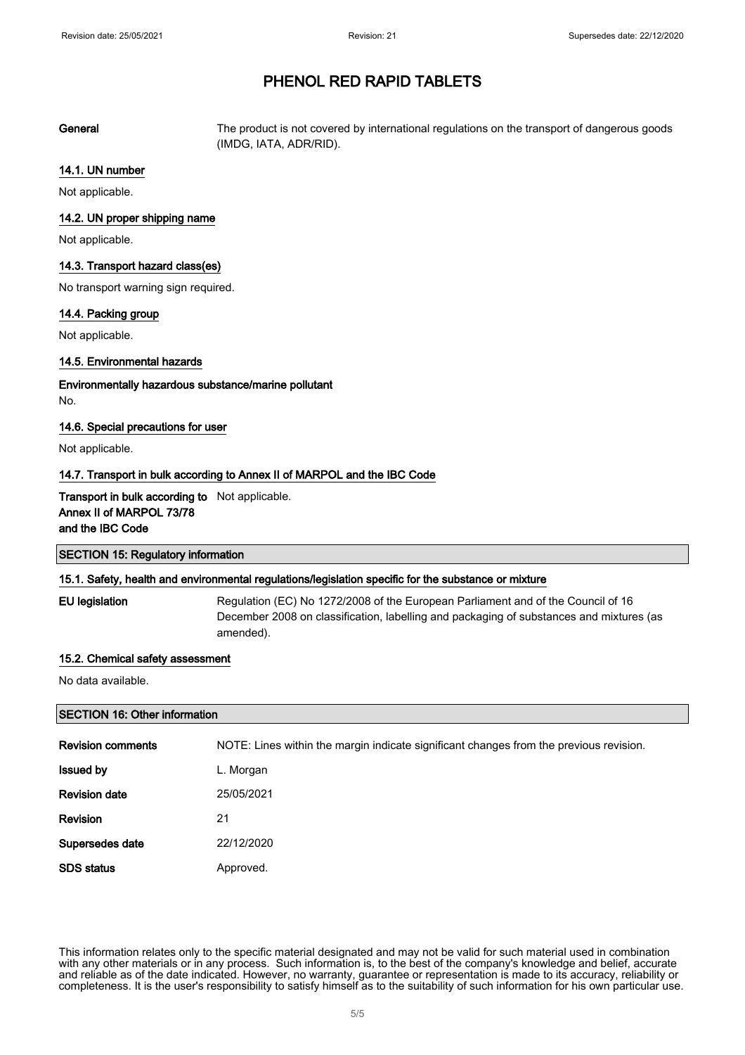# PHENOL RED RAPID TABLETS

**General** The product is not covered by international regulations on the transport of dangerous goods (IMDG, IATA, ADR/RID).

### 14.1. UN number

Not applicable.

### 14.2. UN proper shipping name

Not applicable.

### 14.3. Transport hazard class(es)

No transport warning sign required.

### 14.4. Packing group

Not applicable.

### 14.5. Environmental hazards

**Environmentally hazardous substance/marine pollutant**

No.

### 14.6. Special precautions for user

Not applicable.

### 14.7. Transport in bulk according to Annex II of MARPOL and the IBC Code

**Transport in bulk according to Annex II of MARPOL 73/78 and the IBC Code** Not applicable.

## SECTION 15: Regulatory information

### 15.1. Safety, health and environmental regulations/legislation specific for the substance or mixture

**EU legislation** Regulation (EC) No 1272/2008 of the European Parliament and of the Council of 16 December 2008 on classification, labelling and packaging of substances and mixtures (as amended).

### 15.2. Chemical safety assessment

No data available.

## SECTION 16: Other information

| | |
|---|---|
| **Revision comments** | NOTE: Lines within the margin indicate significant changes from the previous revision. |
| **Issued by** | L. Morgan |
| **Revision date** | 25/05/2021 |
| **Revision** | 21 |
| **Supersedes date** | 22/12/2020 |
| **SDS status** | Approved. |

This information relates only to the specific material designated and may not be valid for such material used in combination with any other materials or in any process. Such information is, to the best of the company's knowledge and belief, accurate and reliable as of the date indicated. However, no warranty, guarantee or representation is made to its accuracy, reliability or completeness. It is the user's responsibility to satisfy himself as to the suitability of such information for his own particular use.